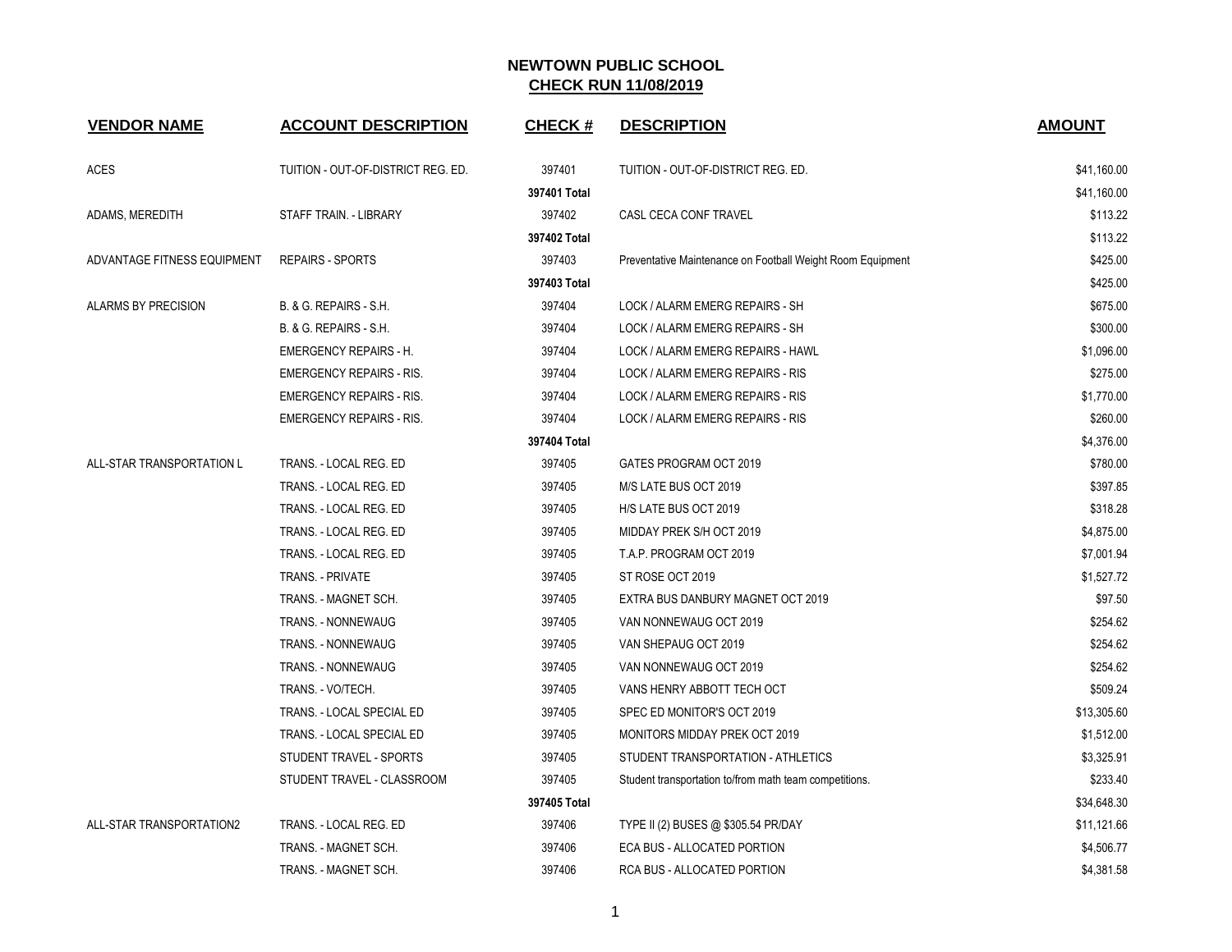# NEWTOWN PUBLIC SCHOOL
## CHECK RUN 11/08/2019

| VENDOR NAME | ACCOUNT DESCRIPTION | CHECK # | DESCRIPTION | AMOUNT |
|---|---|---|---|---|
| ACES | TUITION - OUT-OF-DISTRICT REG. ED. | 397401 | TUITION - OUT-OF-DISTRICT REG. ED. | $41,160.00 |
| | | 397401 Total | | $41,160.00 |
| ADAMS, MEREDITH | STAFF TRAIN. - LIBRARY | 397402 | CASL CECA CONF TRAVEL | $113.22 |
| | | 397402 Total | | $113.22 |
| ADVANTAGE FITNESS EQUIPMENT | REPAIRS - SPORTS | 397403 | Preventative Maintenance on Football Weight Room Equipment | $425.00 |
| | | 397403 Total | | $425.00 |
| ALARMS BY PRECISION | B. & G. REPAIRS - S.H. | 397404 | LOCK / ALARM EMERG REPAIRS - SH | $675.00 |
| | B. & G. REPAIRS - S.H. | 397404 | LOCK / ALARM EMERG REPAIRS - SH | $300.00 |
| | EMERGENCY REPAIRS - H. | 397404 | LOCK / ALARM EMERG REPAIRS - HAWL | $1,096.00 |
| | EMERGENCY REPAIRS - RIS. | 397404 | LOCK / ALARM EMERG REPAIRS - RIS | $275.00 |
| | EMERGENCY REPAIRS - RIS. | 397404 | LOCK / ALARM EMERG REPAIRS - RIS | $1,770.00 |
| | EMERGENCY REPAIRS - RIS. | 397404 | LOCK / ALARM EMERG REPAIRS - RIS | $260.00 |
| | | 397404 Total | | $4,376.00 |
| ALL-STAR TRANSPORTATION L | TRANS. - LOCAL REG. ED | 397405 | GATES PROGRAM OCT 2019 | $780.00 |
| | TRANS. - LOCAL REG. ED | 397405 | M/S LATE BUS OCT 2019 | $397.85 |
| | TRANS. - LOCAL REG. ED | 397405 | H/S LATE BUS OCT 2019 | $318.28 |
| | TRANS. - LOCAL REG. ED | 397405 | MIDDAY PREK S/H OCT 2019 | $4,875.00 |
| | TRANS. - LOCAL REG. ED | 397405 | T.A.P. PROGRAM OCT 2019 | $7,001.94 |
| | TRANS. - PRIVATE | 397405 | ST ROSE OCT 2019 | $1,527.72 |
| | TRANS. - MAGNET SCH. | 397405 | EXTRA BUS DANBURY MAGNET OCT 2019 | $97.50 |
| | TRANS. - NONNEWAUG | 397405 | VAN NONNEWAUG OCT 2019 | $254.62 |
| | TRANS. - NONNEWAUG | 397405 | VAN SHEPAUG OCT 2019 | $254.62 |
| | TRANS. - NONNEWAUG | 397405 | VAN NONNEWAUG OCT 2019 | $254.62 |
| | TRANS. - VO/TECH. | 397405 | VANS HENRY ABBOTT TECH OCT | $509.24 |
| | TRANS. - LOCAL SPECIAL ED | 397405 | SPEC ED MONITOR'S OCT 2019 | $13,305.60 |
| | TRANS. - LOCAL SPECIAL ED | 397405 | MONITORS MIDDAY PREK OCT 2019 | $1,512.00 |
| | STUDENT TRAVEL - SPORTS | 397405 | STUDENT TRANSPORTATION - ATHLETICS | $3,325.91 |
| | STUDENT TRAVEL - CLASSROOM | 397405 | Student transportation to/from math team competitions. | $233.40 |
| | | 397405 Total | | $34,648.30 |
| ALL-STAR TRANSPORTATION2 | TRANS. - LOCAL REG. ED | 397406 | TYPE II (2) BUSES @ $305.54 PR/DAY | $11,121.66 |
| | TRANS. - MAGNET SCH. | 397406 | ECA BUS - ALLOCATED PORTION | $4,506.77 |
| | TRANS. - MAGNET SCH. | 397406 | RCA BUS - ALLOCATED PORTION | $4,381.58 |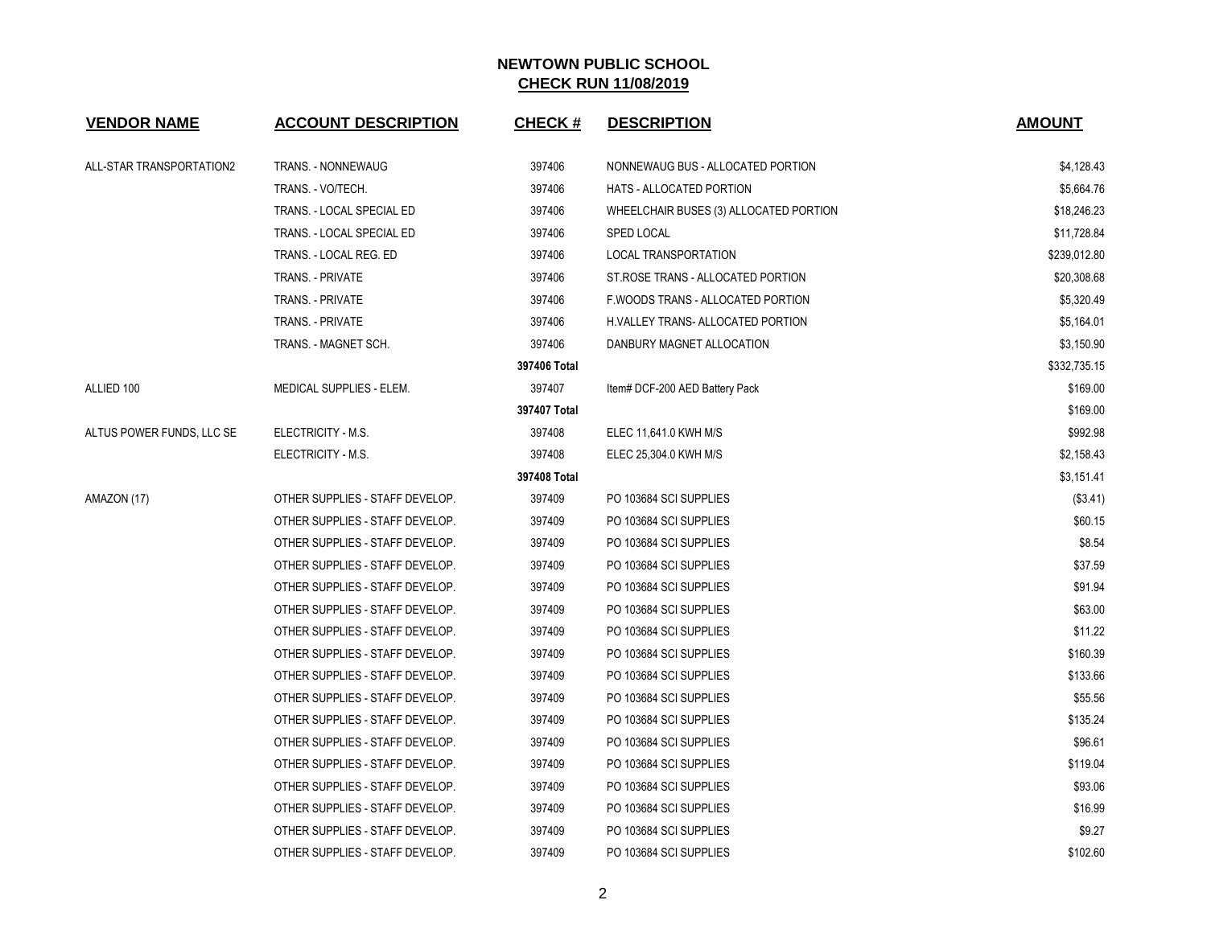## NEWTOWN PUBLIC SCHOOL
## CHECK RUN 11/08/2019

| VENDOR NAME | ACCOUNT DESCRIPTION | CHECK # | DESCRIPTION | AMOUNT |
|---|---|---|---|---|
| ALL-STAR TRANSPORTATION2 | TRANS. - NONNEWAUG | 397406 | NONNEWAUG BUS - ALLOCATED PORTION | $4,128.43 |
| | TRANS. - VO/TECH. | 397406 | HATS - ALLOCATED PORTION | $5,664.76 |
| | TRANS. - LOCAL SPECIAL ED | 397406 | WHEELCHAIR BUSES (3) ALLOCATED PORTION | $18,246.23 |
| | TRANS. - LOCAL SPECIAL ED | 397406 | SPED LOCAL | $11,728.84 |
| | TRANS. - LOCAL REG. ED | 397406 | LOCAL TRANSPORTATION | $239,012.80 |
| | TRANS. - PRIVATE | 397406 | ST.ROSE TRANS - ALLOCATED PORTION | $20,308.68 |
| | TRANS. - PRIVATE | 397406 | F.WOODS TRANS - ALLOCATED PORTION | $5,320.49 |
| | TRANS. - PRIVATE | 397406 | H.VALLEY TRANS- ALLOCATED PORTION | $5,164.01 |
| | TRANS. - MAGNET SCH. | 397406 | DANBURY MAGNET ALLOCATION | $3,150.90 |
| | | **397406 Total** | | $332,735.15 |
| ALLIED 100 | MEDICAL SUPPLIES - ELEM. | 397407 | Item# DCF-200 AED Battery Pack | $169.00 |
| | | **397407 Total** | | $169.00 |
| ALTUS POWER FUNDS, LLC SE | ELECTRICITY - M.S. | 397408 | ELEC 11,641.0 KWH M/S | $992.98 |
| | ELECTRICITY - M.S. | 397408 | ELEC 25,304.0 KWH M/S | $2,158.43 |
| | | **397408 Total** | | $3,151.41 |
| AMAZON (17) | OTHER SUPPLIES - STAFF DEVELOP. | 397409 | PO 103684 SCI SUPPLIES | ($3.41) |
| | OTHER SUPPLIES - STAFF DEVELOP. | 397409 | PO 103684 SCI SUPPLIES | $60.15 |
| | OTHER SUPPLIES - STAFF DEVELOP. | 397409 | PO 103684 SCI SUPPLIES | $8.54 |
| | OTHER SUPPLIES - STAFF DEVELOP. | 397409 | PO 103684 SCI SUPPLIES | $37.59 |
| | OTHER SUPPLIES - STAFF DEVELOP. | 397409 | PO 103684 SCI SUPPLIES | $91.94 |
| | OTHER SUPPLIES - STAFF DEVELOP. | 397409 | PO 103684 SCI SUPPLIES | $63.00 |
| | OTHER SUPPLIES - STAFF DEVELOP. | 397409 | PO 103684 SCI SUPPLIES | $11.22 |
| | OTHER SUPPLIES - STAFF DEVELOP. | 397409 | PO 103684 SCI SUPPLIES | $160.39 |
| | OTHER SUPPLIES - STAFF DEVELOP. | 397409 | PO 103684 SCI SUPPLIES | $133.66 |
| | OTHER SUPPLIES - STAFF DEVELOP. | 397409 | PO 103684 SCI SUPPLIES | $55.56 |
| | OTHER SUPPLIES - STAFF DEVELOP. | 397409 | PO 103684 SCI SUPPLIES | $135.24 |
| | OTHER SUPPLIES - STAFF DEVELOP. | 397409 | PO 103684 SCI SUPPLIES | $96.61 |
| | OTHER SUPPLIES - STAFF DEVELOP. | 397409 | PO 103684 SCI SUPPLIES | $119.04 |
| | OTHER SUPPLIES - STAFF DEVELOP. | 397409 | PO 103684 SCI SUPPLIES | $93.06 |
| | OTHER SUPPLIES - STAFF DEVELOP. | 397409 | PO 103684 SCI SUPPLIES | $16.99 |
| | OTHER SUPPLIES - STAFF DEVELOP. | 397409 | PO 103684 SCI SUPPLIES | $9.27 |
| | OTHER SUPPLIES - STAFF DEVELOP. | 397409 | PO 103684 SCI SUPPLIES | $102.60 |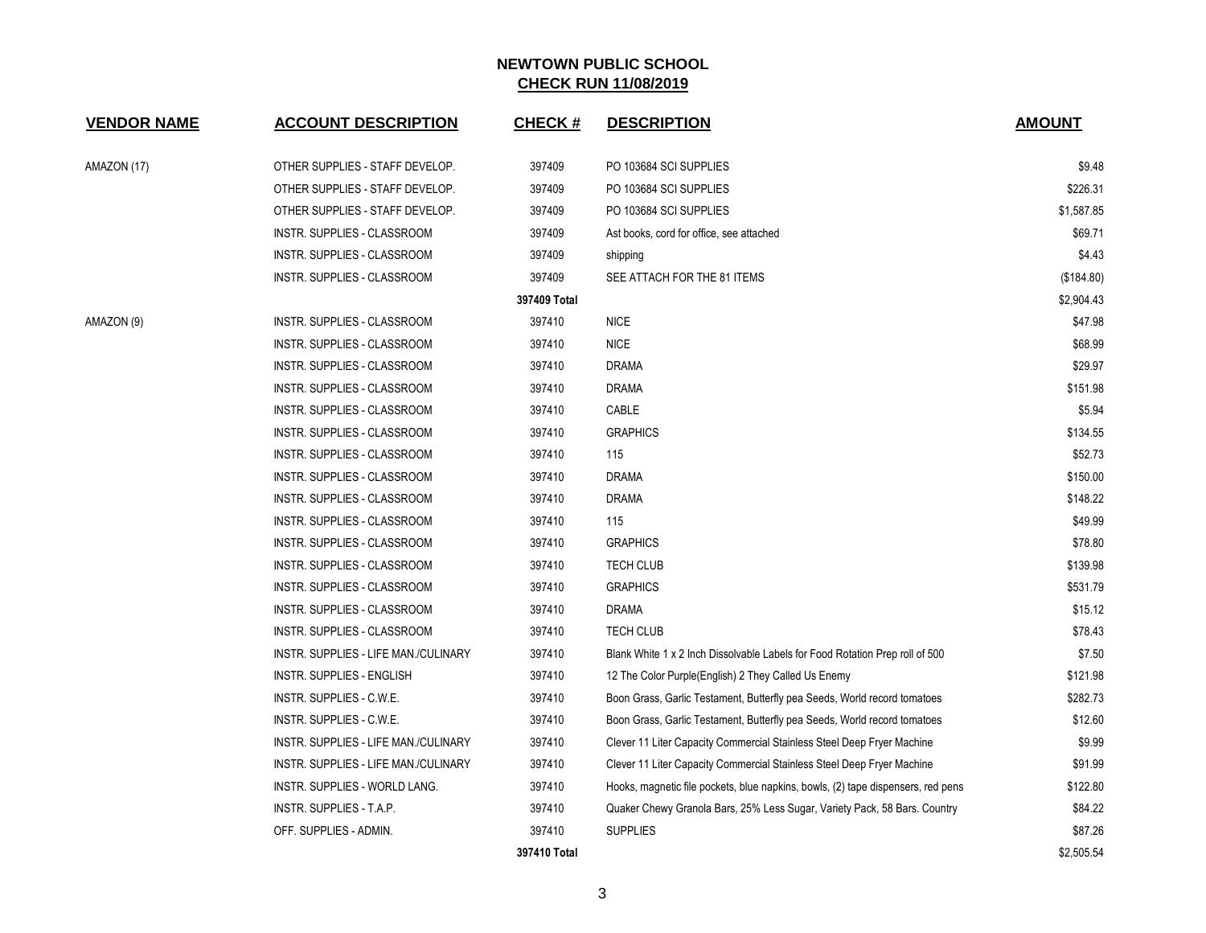## NEWTOWN PUBLIC SCHOOL
## CHECK RUN 11/08/2019

| VENDOR NAME | ACCOUNT DESCRIPTION | CHECK # | DESCRIPTION | AMOUNT |
|---|---|---|---|---|
| AMAZON (17) | OTHER SUPPLIES - STAFF DEVELOP. | 397409 | PO 103684 SCI SUPPLIES | $9.48 |
| | OTHER SUPPLIES - STAFF DEVELOP. | 397409 | PO 103684 SCI SUPPLIES | $226.31 |
| | OTHER SUPPLIES - STAFF DEVELOP. | 397409 | PO 103684 SCI SUPPLIES | $1,587.85 |
| | INSTR. SUPPLIES - CLASSROOM | 397409 | Ast books, cord for office, see attached | $69.71 |
| | INSTR. SUPPLIES - CLASSROOM | 397409 | shipping | $4.43 |
| | INSTR. SUPPLIES - CLASSROOM | 397409 | SEE ATTACH FOR THE 81 ITEMS | ($184.80) |
| | | **397409 Total** | | $2,904.43 |
| AMAZON (9) | INSTR. SUPPLIES - CLASSROOM | 397410 | NICE | $47.98 |
| | INSTR. SUPPLIES - CLASSROOM | 397410 | NICE | $68.99 |
| | INSTR. SUPPLIES - CLASSROOM | 397410 | DRAMA | $29.97 |
| | INSTR. SUPPLIES - CLASSROOM | 397410 | DRAMA | $151.98 |
| | INSTR. SUPPLIES - CLASSROOM | 397410 | CABLE | $5.94 |
| | INSTR. SUPPLIES - CLASSROOM | 397410 | GRAPHICS | $134.55 |
| | INSTR. SUPPLIES - CLASSROOM | 397410 | 115 | $52.73 |
| | INSTR. SUPPLIES - CLASSROOM | 397410 | DRAMA | $150.00 |
| | INSTR. SUPPLIES - CLASSROOM | 397410 | DRAMA | $148.22 |
| | INSTR. SUPPLIES - CLASSROOM | 397410 | 115 | $49.99 |
| | INSTR. SUPPLIES - CLASSROOM | 397410 | GRAPHICS | $78.80 |
| | INSTR. SUPPLIES - CLASSROOM | 397410 | TECH CLUB | $139.98 |
| | INSTR. SUPPLIES - CLASSROOM | 397410 | GRAPHICS | $531.79 |
| | INSTR. SUPPLIES - CLASSROOM | 397410 | DRAMA | $15.12 |
| | INSTR. SUPPLIES - CLASSROOM | 397410 | TECH CLUB | $78.43 |
| | INSTR. SUPPLIES - LIFE MAN./CULINARY | 397410 | Blank White 1 x 2 Inch Dissolvable Labels for Food Rotation Prep roll of 500 | $7.50 |
| | INSTR. SUPPLIES - ENGLISH | 397410 | 12 The Color Purple(English) 2 They Called Us Enemy | $121.98 |
| | INSTR. SUPPLIES - C.W.E. | 397410 | Boon Grass, Garlic Testament, Butterfly pea Seeds, World record tomatoes | $282.73 |
| | INSTR. SUPPLIES - C.W.E. | 397410 | Boon Grass, Garlic Testament, Butterfly pea Seeds, World record tomatoes | $12.60 |
| | INSTR. SUPPLIES - LIFE MAN./CULINARY | 397410 | Clever 11 Liter Capacity Commercial Stainless Steel Deep Fryer Machine | $9.99 |
| | INSTR. SUPPLIES - LIFE MAN./CULINARY | 397410 | Clever 11 Liter Capacity Commercial Stainless Steel Deep Fryer Machine | $91.99 |
| | INSTR. SUPPLIES - WORLD LANG. | 397410 | Hooks, magnetic file pockets, blue napkins, bowls, (2) tape dispensers, red pens | $122.80 |
| | INSTR. SUPPLIES - T.A.P. | 397410 | Quaker Chewy Granola Bars, 25% Less Sugar, Variety Pack, 58 Bars. Country | $84.22 |
| | OFF. SUPPLIES - ADMIN. | 397410 | SUPPLIES | $87.26 |
| | | **397410 Total** | | $2,505.54 |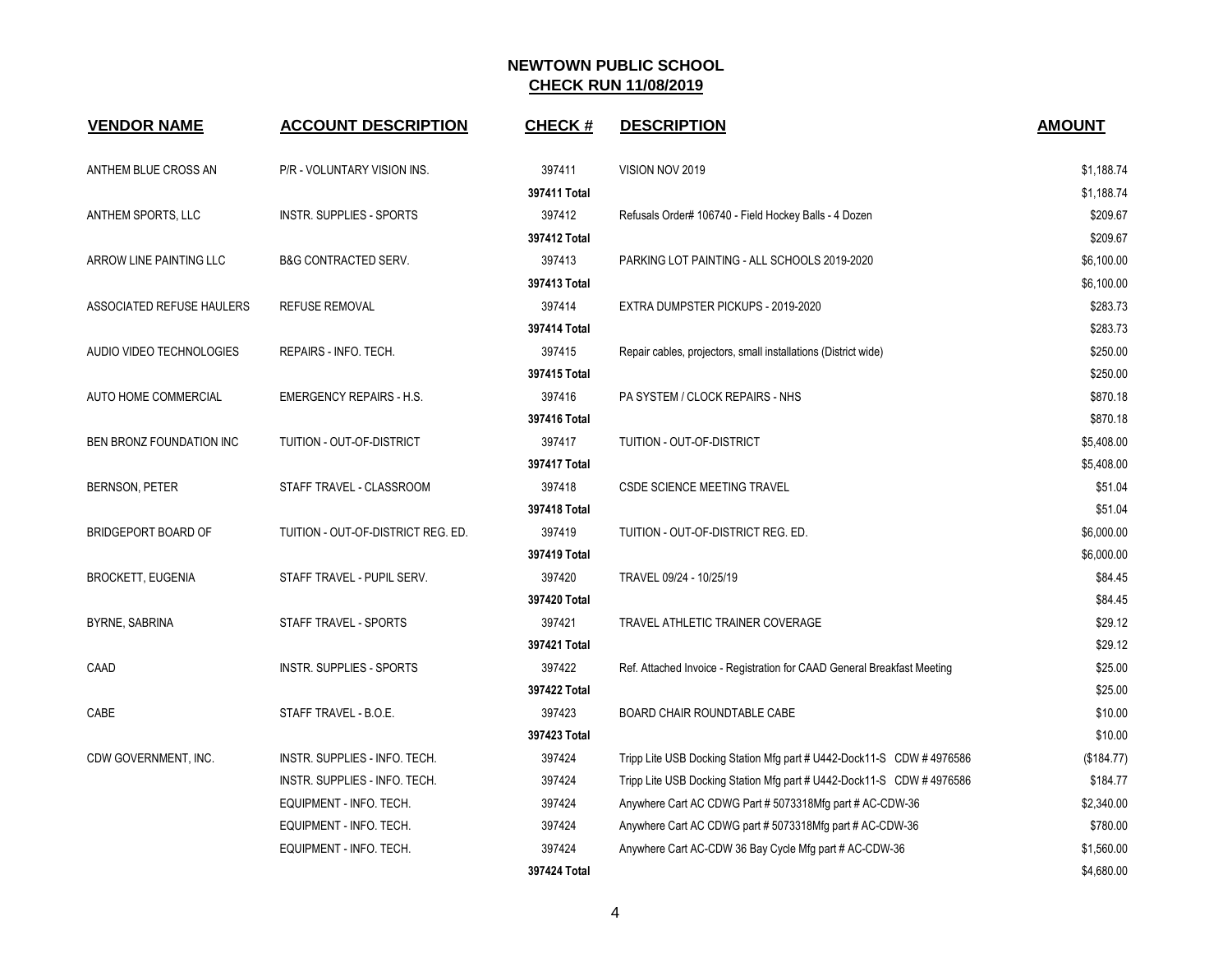## NEWTOWN PUBLIC SCHOOL

## CHECK RUN 11/08/2019

| VENDOR NAME | ACCOUNT DESCRIPTION | CHECK # | DESCRIPTION | AMOUNT |
|---|---|---|---|---|
| ANTHEM BLUE CROSS AN | P/R - VOLUNTARY VISION INS. | 397411 | VISION NOV 2019 | $1,188.74 |
| | | **397411 Total** | | $1,188.74 |
| ANTHEM SPORTS, LLC | INSTR. SUPPLIES - SPORTS | 397412 | Refusals Order# 106740 - Field Hockey Balls - 4 Dozen | $209.67 |
| | | **397412 Total** | | $209.67 |
| ARROW LINE PAINTING LLC | B&G CONTRACTED SERV. | 397413 | PARKING LOT PAINTING - ALL SCHOOLS 2019-2020 | $6,100.00 |
| | | **397413 Total** | | $6,100.00 |
| ASSOCIATED REFUSE HAULERS | REFUSE REMOVAL | 397414 | EXTRA DUMPSTER PICKUPS - 2019-2020 | $283.73 |
| | | **397414 Total** | | $283.73 |
| AUDIO VIDEO TECHNOLOGIES | REPAIRS - INFO. TECH. | 397415 | Repair cables, projectors, small installations (District wide) | $250.00 |
| | | **397415 Total** | | $250.00 |
| AUTO HOME COMMERCIAL | EMERGENCY REPAIRS - H.S. | 397416 | PA SYSTEM / CLOCK REPAIRS - NHS | $870.18 |
| | | **397416 Total** | | $870.18 |
| BEN BRONZ FOUNDATION INC | TUITION - OUT-OF-DISTRICT | 397417 | TUITION - OUT-OF-DISTRICT | $5,408.00 |
| | | **397417 Total** | | $5,408.00 |
| BERNSON, PETER | STAFF TRAVEL - CLASSROOM | 397418 | CSDE SCIENCE MEETING TRAVEL | $51.04 |
| | | **397418 Total** | | $51.04 |
| BRIDGEPORT BOARD OF | TUITION - OUT-OF-DISTRICT REG. ED. | 397419 | TUITION - OUT-OF-DISTRICT REG. ED. | $6,000.00 |
| | | **397419 Total** | | $6,000.00 |
| BROCKETT, EUGENIA | STAFF TRAVEL - PUPIL SERV. | 397420 | TRAVEL 09/24 - 10/25/19 | $84.45 |
| | | **397420 Total** | | $84.45 |
| BYRNE, SABRINA | STAFF TRAVEL - SPORTS | 397421 | TRAVEL ATHLETIC TRAINER COVERAGE | $29.12 |
| | | **397421 Total** | | $29.12 |
| CAAD | INSTR. SUPPLIES - SPORTS | 397422 | Ref. Attached Invoice - Registration for CAAD General Breakfast Meeting | $25.00 |
| | | **397422 Total** | | $25.00 |
| CABE | STAFF TRAVEL - B.O.E. | 397423 | BOARD CHAIR ROUNDTABLE CABE | $10.00 |
| | | **397423 Total** | | $10.00 |
| CDW GOVERNMENT, INC. | INSTR. SUPPLIES - INFO. TECH. | 397424 | Tripp Lite USB Docking Station Mfg part # U442-Dock11-S CDW # 4976586 | ($184.77) |
| | INSTR. SUPPLIES - INFO. TECH. | 397424 | Tripp Lite USB Docking Station Mfg part # U442-Dock11-S CDW # 4976586 | $184.77 |
| | EQUIPMENT - INFO. TECH. | 397424 | Anywhere Cart AC CDWG Part # 5073318Mfg part # AC-CDW-36 | $2,340.00 |
| | EQUIPMENT - INFO. TECH. | 397424 | Anywhere Cart AC CDWG part # 5073318Mfg part # AC-CDW-36 | $780.00 |
| | EQUIPMENT - INFO. TECH. | 397424 | Anywhere Cart AC-CDW 36 Bay Cycle Mfg part # AC-CDW-36 | $1,560.00 |
| | | **397424 Total** | | $4,680.00 |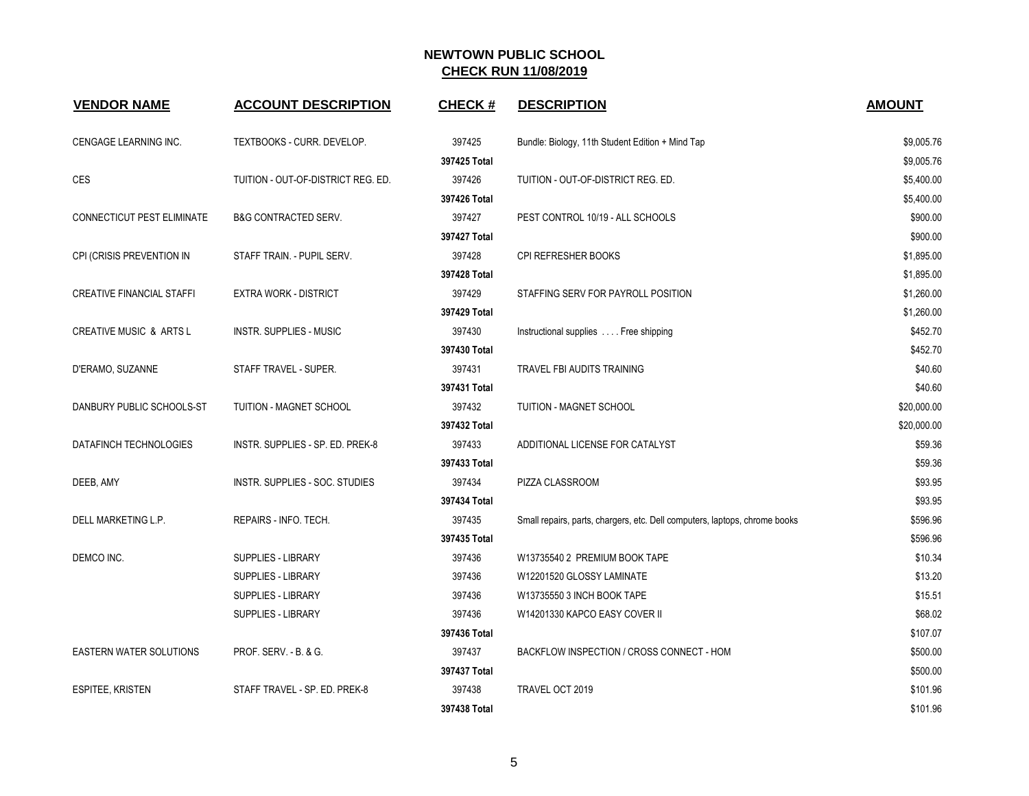# NEWTOWN PUBLIC SCHOOL
## CHECK RUN 11/08/2019

| VENDOR NAME | ACCOUNT DESCRIPTION | CHECK # | DESCRIPTION | AMOUNT |
|---|---|---|---|---|
| CENGAGE LEARNING INC. | TEXTBOOKS - CURR. DEVELOP. | 397425 | Bundle: Biology, 11th Student Edition + Mind Tap | $9,005.76 |
| | | **397425 Total** | | $9,005.76 |
| CES | TUITION - OUT-OF-DISTRICT REG. ED. | 397426 | TUITION - OUT-OF-DISTRICT REG. ED. | $5,400.00 |
| | | **397426 Total** | | $5,400.00 |
| CONNECTICUT PEST ELIMINATE | B&G CONTRACTED SERV. | 397427 | PEST CONTROL 10/19 - ALL SCHOOLS | $900.00 |
| | | **397427 Total** | | $900.00 |
| CPI (CRISIS PREVENTION IN | STAFF TRAIN. - PUPIL SERV. | 397428 | CPI REFRESHER BOOKS | $1,895.00 |
| | | **397428 Total** | | $1,895.00 |
| CREATIVE FINANCIAL STAFFI | EXTRA WORK - DISTRICT | 397429 | STAFFING SERV FOR PAYROLL POSITION | $1,260.00 |
| | | **397429 Total** | | $1,260.00 |
| CREATIVE MUSIC & ARTS L | INSTR. SUPPLIES - MUSIC | 397430 | Instructional supplies . . . . Free shipping | $452.70 |
| | | **397430 Total** | | $452.70 |
| D'ERAMO, SUZANNE | STAFF TRAVEL - SUPER. | 397431 | TRAVEL FBI AUDITS TRAINING | $40.60 |
| | | **397431 Total** | | $40.60 |
| DANBURY PUBLIC SCHOOLS-ST | TUITION - MAGNET SCHOOL | 397432 | TUITION - MAGNET SCHOOL | $20,000.00 |
| | | **397432 Total** | | $20,000.00 |
| DATAFINCH TECHNOLOGIES | INSTR. SUPPLIES - SP. ED. PREK-8 | 397433 | ADDITIONAL LICENSE FOR CATALYST | $59.36 |
| | | **397433 Total** | | $59.36 |
| DEEB, AMY | INSTR. SUPPLIES - SOC. STUDIES | 397434 | PIZZA CLASSROOM | $93.95 |
| | | **397434 Total** | | $93.95 |
| DELL MARKETING L.P. | REPAIRS - INFO. TECH. | 397435 | Small repairs, parts, chargers, etc. Dell computers, laptops, chrome books | $596.96 |
| | | **397435 Total** | | $596.96 |
| DEMCO INC. | SUPPLIES - LIBRARY | 397436 | W13735540 2 PREMIUM BOOK TAPE | $10.34 |
| | SUPPLIES - LIBRARY | 397436 | W12201520 GLOSSY LAMINATE | $13.20 |
| | SUPPLIES - LIBRARY | 397436 | W13735550 3 INCH BOOK TAPE | $15.51 |
| | SUPPLIES - LIBRARY | 397436 | W14201330 KAPCO EASY COVER II | $68.02 |
| | | **397436 Total** | | $107.07 |
| EASTERN WATER SOLUTIONS | PROF. SERV. - B. & G. | 397437 | BACKFLOW INSPECTION / CROSS CONNECT - HOM | $500.00 |
| | | **397437 Total** | | $500.00 |
| ESPITEE, KRISTEN | STAFF TRAVEL - SP. ED. PREK-8 | 397438 | TRAVEL OCT 2019 | $101.96 |
| | | **397438 Total** | | $101.96 |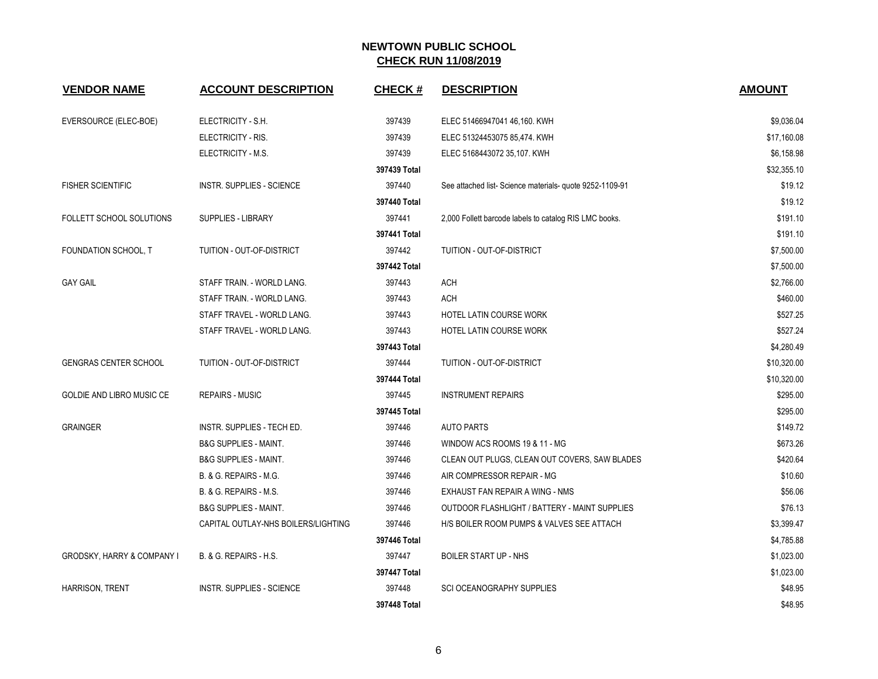# NEWTOWN PUBLIC SCHOOL

## CHECK RUN 11/08/2019

| VENDOR NAME | ACCOUNT DESCRIPTION | CHECK # | DESCRIPTION | AMOUNT |
|---|---|---|---|---|
| EVERSOURCE (ELEC-BOE) | ELECTRICITY - S.H. | 397439 | ELEC 51466947041 46,160. KWH | $9,036.04 |
| | ELECTRICITY - RIS. | 397439 | ELEC 51324453075 85,474. KWH | $17,160.08 |
| | ELECTRICITY - M.S. | 397439 | ELEC 5168443072 35,107. KWH | $6,158.98 |
| | | **397439 Total** | | $32,355.10 |
| FISHER SCIENTIFIC | INSTR. SUPPLIES - SCIENCE | 397440 | See attached list- Science materials- quote 9252-1109-91 | $19.12 |
| | | **397440 Total** | | $19.12 |
| FOLLETT SCHOOL SOLUTIONS | SUPPLIES - LIBRARY | 397441 | 2,000 Follett barcode labels to catalog RIS LMC books. | $191.10 |
| | | **397441 Total** | | $191.10 |
| FOUNDATION SCHOOL, T | TUITION - OUT-OF-DISTRICT | 397442 | TUITION - OUT-OF-DISTRICT | $7,500.00 |
| | | **397442 Total** | | $7,500.00 |
| GAY GAIL | STAFF TRAIN. - WORLD LANG. | 397443 | ACH | $2,766.00 |
| | STAFF TRAIN. - WORLD LANG. | 397443 | ACH | $460.00 |
| | STAFF TRAVEL - WORLD LANG. | 397443 | HOTEL LATIN COURSE WORK | $527.25 |
| | STAFF TRAVEL - WORLD LANG. | 397443 | HOTEL LATIN COURSE WORK | $527.24 |
| | | **397443 Total** | | $4,280.49 |
| GENGRAS CENTER SCHOOL | TUITION - OUT-OF-DISTRICT | 397444 | TUITION - OUT-OF-DISTRICT | $10,320.00 |
| | | **397444 Total** | | $10,320.00 |
| GOLDIE AND LIBRO MUSIC CE | REPAIRS - MUSIC | 397445 | INSTRUMENT REPAIRS | $295.00 |
| | | **397445 Total** | | $295.00 |
| GRAINGER | INSTR. SUPPLIES - TECH ED. | 397446 | AUTO PARTS | $149.72 |
| | B&G SUPPLIES - MAINT. | 397446 | WINDOW ACS ROOMS 19 & 11 - MG | $673.26 |
| | B&G SUPPLIES - MAINT. | 397446 | CLEAN OUT PLUGS, CLEAN OUT COVERS, SAW BLADES | $420.64 |
| | B. & G. REPAIRS - M.G. | 397446 | AIR COMPRESSOR REPAIR - MG | $10.60 |
| | B. & G. REPAIRS - M.S. | 397446 | EXHAUST FAN REPAIR A WING - NMS | $56.06 |
| | B&G SUPPLIES - MAINT. | 397446 | OUTDOOR FLASHLIGHT / BATTERY - MAINT SUPPLIES | $76.13 |
| | CAPITAL OUTLAY-NHS BOILERS/LIGHTING | 397446 | H/S BOILER ROOM PUMPS & VALVES SEE ATTACH | $3,399.47 |
| | | **397446 Total** | | $4,785.88 |
| GRODSKY, HARRY & COMPANY I | B. & G. REPAIRS - H.S. | 397447 | BOILER START UP - NHS | $1,023.00 |
| | | **397447 Total** | | $1,023.00 |
| HARRISON, TRENT | INSTR. SUPPLIES - SCIENCE | 397448 | SCI OCEANOGRAPHY SUPPLIES | $48.95 |
| | | **397448 Total** | | $48.95 |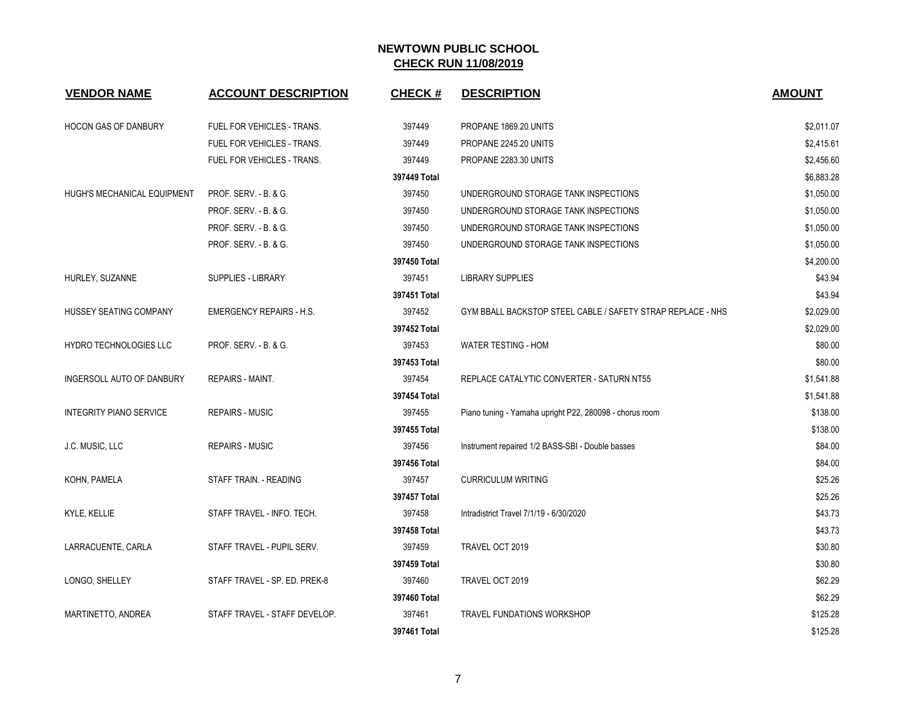**NEWTOWN PUBLIC SCHOOL**
**CHECK RUN 11/08/2019**

| VENDOR NAME | ACCOUNT DESCRIPTION | CHECK # | DESCRIPTION | AMOUNT |
|---|---|---|---|---|
| HOCON GAS OF DANBURY | FUEL FOR VEHICLES - TRANS. | 397449 | PROPANE 1869.20 UNITS | $2,011.07 |
| | FUEL FOR VEHICLES - TRANS. | 397449 | PROPANE 2245.20 UNITS | $2,415.61 |
| | FUEL FOR VEHICLES - TRANS. | 397449 | PROPANE 2283.30 UNITS | $2,456.60 |
| | | **397449 Total** | | $6,883.28 |
| HUGH'S MECHANICAL EQUIPMENT | PROF. SERV. - B. & G. | 397450 | UNDERGROUND STORAGE TANK INSPECTIONS | $1,050.00 |
| | PROF. SERV. - B. & G. | 397450 | UNDERGROUND STORAGE TANK INSPECTIONS | $1,050.00 |
| | PROF. SERV. - B. & G. | 397450 | UNDERGROUND STORAGE TANK INSPECTIONS | $1,050.00 |
| | PROF. SERV. - B. & G. | 397450 | UNDERGROUND STORAGE TANK INSPECTIONS | $1,050.00 |
| | | **397450 Total** | | $4,200.00 |
| HURLEY, SUZANNE | SUPPLIES - LIBRARY | 397451 | LIBRARY SUPPLIES | $43.94 |
| | | **397451 Total** | | $43.94 |
| HUSSEY SEATING COMPANY | EMERGENCY REPAIRS - H.S. | 397452 | GYM BBALL BACKSTOP STEEL CABLE / SAFETY STRAP REPLACE - NHS | $2,029.00 |
| | | **397452 Total** | | $2,029.00 |
| HYDRO TECHNOLOGIES LLC | PROF. SERV. - B. & G. | 397453 | WATER TESTING - HOM | $80.00 |
| | | **397453 Total** | | $80.00 |
| INGERSOLL AUTO OF DANBURY | REPAIRS - MAINT. | 397454 | REPLACE CATALYTIC CONVERTER - SATURN NT55 | $1,541.88 |
| | | **397454 Total** | | $1,541.88 |
| INTEGRITY PIANO SERVICE | REPAIRS - MUSIC | 397455 | Piano tuning - Yamaha upright P22, 280098 - chorus room | $138.00 |
| | | **397455 Total** | | $138.00 |
| J.C. MUSIC, LLC | REPAIRS - MUSIC | 397456 | Instrument repaired 1/2 BASS-SBI - Double basses | $84.00 |
| | | **397456 Total** | | $84.00 |
| KOHN, PAMELA | STAFF TRAIN. - READING | 397457 | CURRICULUM WRITING | $25.26 |
| | | **397457 Total** | | $25.26 |
| KYLE, KELLIE | STAFF TRAVEL - INFO. TECH. | 397458 | Intradistrict Travel 7/1/19 - 6/30/2020 | $43.73 |
| | | **397458 Total** | | $43.73 |
| LARRACUENTE, CARLA | STAFF TRAVEL - PUPIL SERV. | 397459 | TRAVEL OCT 2019 | $30.80 |
| | | **397459 Total** | | $30.80 |
| LONGO, SHELLEY | STAFF TRAVEL - SP. ED. PREK-8 | 397460 | TRAVEL OCT 2019 | $62.29 |
| | | **397460 Total** | | $62.29 |
| MARTINETTO, ANDREA | STAFF TRAVEL - STAFF DEVELOP. | 397461 | TRAVEL FUNDATIONS WORKSHOP | $125.28 |
| | | **397461 Total** | | $125.28 |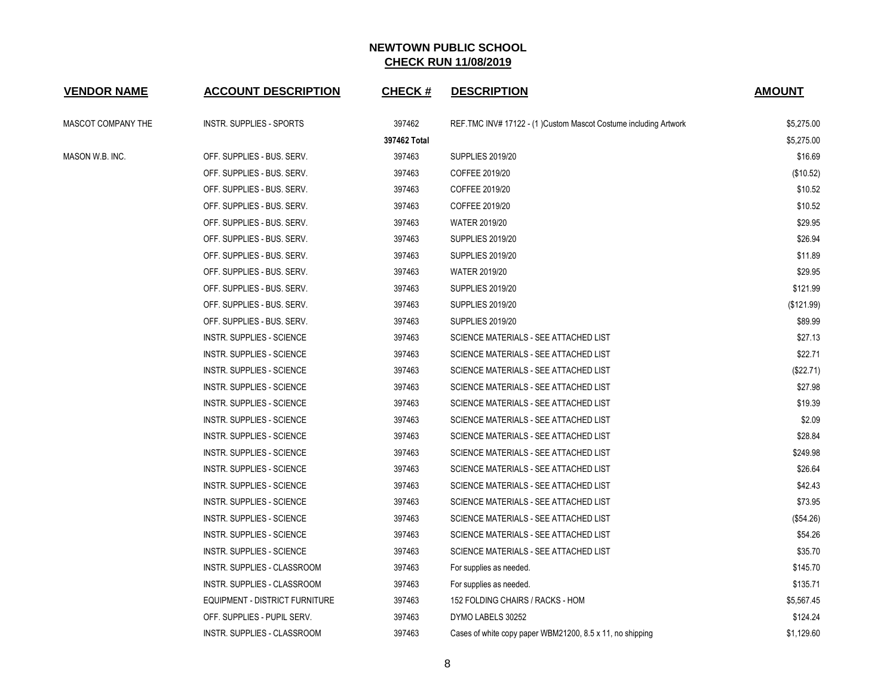**NEWTOWN PUBLIC SCHOOL**
**CHECK RUN 11/08/2019**

| VENDOR NAME | ACCOUNT DESCRIPTION | CHECK # | DESCRIPTION | AMOUNT |
|---|---|---|---|---|
| MASCOT COMPANY THE | INSTR. SUPPLIES - SPORTS | 397462 | REF.TMC INV# 17122 - (1 )Custom Mascot Costume including Artwork | $5,275.00 |
| | | **397462 Total** | | $5,275.00 |
| MASON W.B. INC. | OFF. SUPPLIES - BUS. SERV. | 397463 | SUPPLIES 2019/20 | $16.69 |
| | OFF. SUPPLIES - BUS. SERV. | 397463 | COFFEE 2019/20 | ($10.52) |
| | OFF. SUPPLIES - BUS. SERV. | 397463 | COFFEE 2019/20 | $10.52 |
| | OFF. SUPPLIES - BUS. SERV. | 397463 | COFFEE 2019/20 | $10.52 |
| | OFF. SUPPLIES - BUS. SERV. | 397463 | WATER 2019/20 | $29.95 |
| | OFF. SUPPLIES - BUS. SERV. | 397463 | SUPPLIES 2019/20 | $26.94 |
| | OFF. SUPPLIES - BUS. SERV. | 397463 | SUPPLIES 2019/20 | $11.89 |
| | OFF. SUPPLIES - BUS. SERV. | 397463 | WATER 2019/20 | $29.95 |
| | OFF. SUPPLIES - BUS. SERV. | 397463 | SUPPLIES 2019/20 | $121.99 |
| | OFF. SUPPLIES - BUS. SERV. | 397463 | SUPPLIES 2019/20 | ($121.99) |
| | OFF. SUPPLIES - BUS. SERV. | 397463 | SUPPLIES 2019/20 | $89.99 |
| | INSTR. SUPPLIES - SCIENCE | 397463 | SCIENCE MATERIALS - SEE ATTACHED LIST | $27.13 |
| | INSTR. SUPPLIES - SCIENCE | 397463 | SCIENCE MATERIALS - SEE ATTACHED LIST | $22.71 |
| | INSTR. SUPPLIES - SCIENCE | 397463 | SCIENCE MATERIALS - SEE ATTACHED LIST | ($22.71) |
| | INSTR. SUPPLIES - SCIENCE | 397463 | SCIENCE MATERIALS - SEE ATTACHED LIST | $27.98 |
| | INSTR. SUPPLIES - SCIENCE | 397463 | SCIENCE MATERIALS - SEE ATTACHED LIST | $19.39 |
| | INSTR. SUPPLIES - SCIENCE | 397463 | SCIENCE MATERIALS - SEE ATTACHED LIST | $2.09 |
| | INSTR. SUPPLIES - SCIENCE | 397463 | SCIENCE MATERIALS - SEE ATTACHED LIST | $28.84 |
| | INSTR. SUPPLIES - SCIENCE | 397463 | SCIENCE MATERIALS - SEE ATTACHED LIST | $249.98 |
| | INSTR. SUPPLIES - SCIENCE | 397463 | SCIENCE MATERIALS - SEE ATTACHED LIST | $26.64 |
| | INSTR. SUPPLIES - SCIENCE | 397463 | SCIENCE MATERIALS - SEE ATTACHED LIST | $42.43 |
| | INSTR. SUPPLIES - SCIENCE | 397463 | SCIENCE MATERIALS - SEE ATTACHED LIST | $73.95 |
| | INSTR. SUPPLIES - SCIENCE | 397463 | SCIENCE MATERIALS - SEE ATTACHED LIST | ($54.26) |
| | INSTR. SUPPLIES - SCIENCE | 397463 | SCIENCE MATERIALS - SEE ATTACHED LIST | $54.26 |
| | INSTR. SUPPLIES - SCIENCE | 397463 | SCIENCE MATERIALS - SEE ATTACHED LIST | $35.70 |
| | INSTR. SUPPLIES - CLASSROOM | 397463 | For supplies as needed. | $145.70 |
| | INSTR. SUPPLIES - CLASSROOM | 397463 | For supplies as needed. | $135.71 |
| | EQUIPMENT - DISTRICT FURNITURE | 397463 | 152 FOLDING CHAIRS / RACKS - HOM | $5,567.45 |
| | OFF. SUPPLIES - PUPIL SERV. | 397463 | DYMO LABELS 30252 | $124.24 |
| | INSTR. SUPPLIES - CLASSROOM | 397463 | Cases of white copy paper WBM21200, 8.5 x 11, no shipping | $1,129.60 |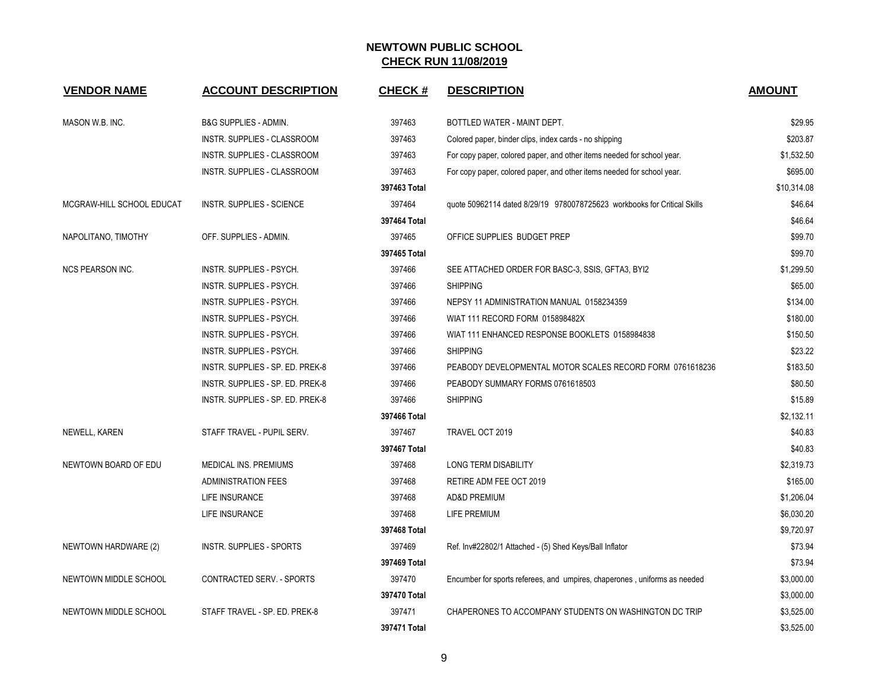## NEWTOWN PUBLIC SCHOOL
## CHECK RUN 11/08/2019

| VENDOR NAME | ACCOUNT DESCRIPTION | CHECK # | DESCRIPTION | AMOUNT |
|---|---|---|---|---|
| MASON W.B. INC. | B&G SUPPLIES - ADMIN. | 397463 | BOTTLED WATER - MAINT DEPT. | $29.95 |
| | INSTR. SUPPLIES - CLASSROOM | 397463 | Colored paper, binder clips, index cards - no shipping | $203.87 |
| | INSTR. SUPPLIES - CLASSROOM | 397463 | For copy paper, colored paper, and other items needed for school year. | $1,532.50 |
| | INSTR. SUPPLIES - CLASSROOM | 397463 | For copy paper, colored paper, and other items needed for school year. | $695.00 |
| | | **397463 Total** | | $10,314.08 |
| MCGRAW-HILL SCHOOL EDUCAT | INSTR. SUPPLIES - SCIENCE | 397464 | quote 50962114 dated 8/29/19 9780078725623 workbooks for Critical Skills | $46.64 |
| | | **397464 Total** | | $46.64 |
| NAPOLITANO, TIMOTHY | OFF. SUPPLIES - ADMIN. | 397465 | OFFICE SUPPLIES BUDGET PREP | $99.70 |
| | | **397465 Total** | | $99.70 |
| NCS PEARSON INC. | INSTR. SUPPLIES - PSYCH. | 397466 | SEE ATTACHED ORDER FOR BASC-3, SSIS, GFTA3, BYI2 | $1,299.50 |
| | INSTR. SUPPLIES - PSYCH. | 397466 | SHIPPING | $65.00 |
| | INSTR. SUPPLIES - PSYCH. | 397466 | NEPSY 11 ADMINISTRATION MANUAL 0158234359 | $134.00 |
| | INSTR. SUPPLIES - PSYCH. | 397466 | WIAT 111 RECORD FORM 015898482X | $180.00 |
| | INSTR. SUPPLIES - PSYCH. | 397466 | WIAT 111 ENHANCED RESPONSE BOOKLETS 0158984838 | $150.50 |
| | INSTR. SUPPLIES - PSYCH. | 397466 | SHIPPING | $23.22 |
| | INSTR. SUPPLIES - SP. ED. PREK-8 | 397466 | PEABODY DEVELOPMENTAL MOTOR SCALES RECORD FORM 0761618236 | $183.50 |
| | INSTR. SUPPLIES - SP. ED. PREK-8 | 397466 | PEABODY SUMMARY FORMS 0761618503 | $80.50 |
| | INSTR. SUPPLIES - SP. ED. PREK-8 | 397466 | SHIPPING | $15.89 |
| | | **397466 Total** | | $2,132.11 |
| NEWELL, KAREN | STAFF TRAVEL - PUPIL SERV. | 397467 | TRAVEL OCT 2019 | $40.83 |
| | | **397467 Total** | | $40.83 |
| NEWTOWN BOARD OF EDU | MEDICAL INS. PREMIUMS | 397468 | LONG TERM DISABILITY | $2,319.73 |
| | ADMINISTRATION FEES | 397468 | RETIRE ADM FEE OCT 2019 | $165.00 |
| | LIFE INSURANCE | 397468 | AD&D PREMIUM | $1,206.04 |
| | LIFE INSURANCE | 397468 | LIFE PREMIUM | $6,030.20 |
| | | **397468 Total** | | $9,720.97 |
| NEWTOWN HARDWARE (2) | INSTR. SUPPLIES - SPORTS | 397469 | Ref. Inv#22802/1 Attached - (5) Shed Keys/Ball Inflator | $73.94 |
| | | **397469 Total** | | $73.94 |
| NEWTOWN MIDDLE SCHOOL | CONTRACTED SERV. - SPORTS | 397470 | Encumber for sports referees, and umpires, chaperones , uniforms as needed | $3,000.00 |
| | | **397470 Total** | | $3,000.00 |
| NEWTOWN MIDDLE SCHOOL | STAFF TRAVEL - SP. ED. PREK-8 | 397471 | CHAPERONES TO ACCOMPANY STUDENTS ON WASHINGTON DC TRIP | $3,525.00 |
| | | **397471 Total** | | $3,525.00 |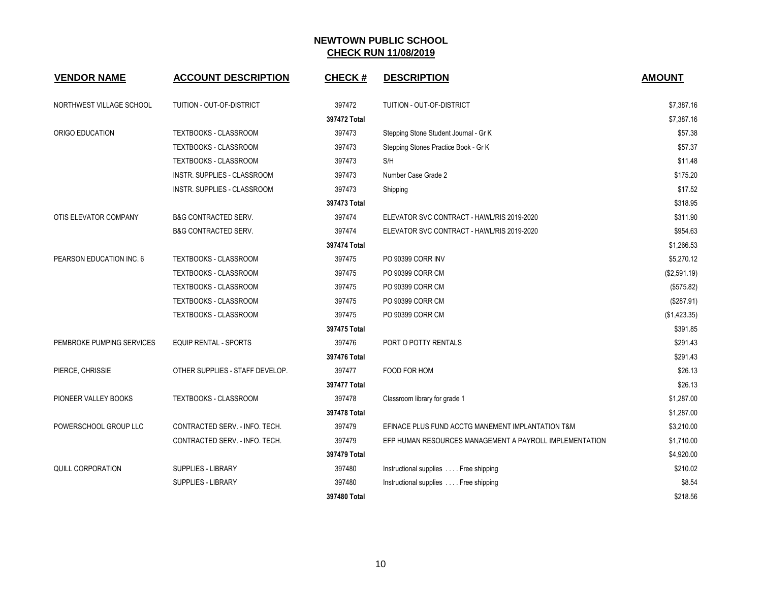## NEWTOWN PUBLIC SCHOOL
## CHECK RUN 11/08/2019

| VENDOR NAME | ACCOUNT DESCRIPTION | CHECK # | DESCRIPTION | AMOUNT |
|---|---|---|---|---|
| NORTHWEST VILLAGE SCHOOL | TUITION - OUT-OF-DISTRICT | 397472 | TUITION - OUT-OF-DISTRICT | $7,387.16 |
| | | **397472 Total** | | $7,387.16 |
| ORIGO EDUCATION | TEXTBOOKS - CLASSROOM | 397473 | Stepping Stone Student Journal - Gr K | $57.38 |
| | TEXTBOOKS - CLASSROOM | 397473 | Stepping Stones Practice Book - Gr K | $57.37 |
| | TEXTBOOKS - CLASSROOM | 397473 | S/H | $11.48 |
| | INSTR. SUPPLIES - CLASSROOM | 397473 | Number Case Grade 2 | $175.20 |
| | INSTR. SUPPLIES - CLASSROOM | 397473 | Shipping | $17.52 |
| | | **397473 Total** | | $318.95 |
| OTIS ELEVATOR COMPANY | B&G CONTRACTED SERV. | 397474 | ELEVATOR SVC CONTRACT - HAWL/RIS 2019-2020 | $311.90 |
| | B&G CONTRACTED SERV. | 397474 | ELEVATOR SVC CONTRACT - HAWL/RIS 2019-2020 | $954.63 |
| | | **397474 Total** | | $1,266.53 |
| PEARSON EDUCATION INC. 6 | TEXTBOOKS - CLASSROOM | 397475 | PO 90399 CORR INV | $5,270.12 |
| | TEXTBOOKS - CLASSROOM | 397475 | PO 90399 CORR CM | ($2,591.19) |
| | TEXTBOOKS - CLASSROOM | 397475 | PO 90399 CORR CM | ($575.82) |
| | TEXTBOOKS - CLASSROOM | 397475 | PO 90399 CORR CM | ($287.91) |
| | TEXTBOOKS - CLASSROOM | 397475 | PO 90399 CORR CM | ($1,423.35) |
| | | **397475 Total** | | $391.85 |
| PEMBROKE PUMPING SERVICES | EQUIP RENTAL - SPORTS | 397476 | PORT O POTTY RENTALS | $291.43 |
| | | **397476 Total** | | $291.43 |
| PIERCE, CHRISSIE | OTHER SUPPLIES - STAFF DEVELOP. | 397477 | FOOD FOR HOM | $26.13 |
| | | **397477 Total** | | $26.13 |
| PIONEER VALLEY BOOKS | TEXTBOOKS - CLASSROOM | 397478 | Classroom library for grade 1 | $1,287.00 |
| | | **397478 Total** | | $1,287.00 |
| POWERSCHOOL GROUP LLC | CONTRACTED SERV. - INFO. TECH. | 397479 | EFINACE PLUS FUND ACCTG MANEMENT IMPLANTATION T&M | $3,210.00 |
| | CONTRACTED SERV. - INFO. TECH. | 397479 | EFP HUMAN RESOURCES MANAGEMENT A PAYROLL IMPLEMENTATION | $1,710.00 |
| | | **397479 Total** | | $4,920.00 |
| QUILL CORPORATION | SUPPLIES - LIBRARY | 397480 | Instructional supplies . . . . Free shipping | $210.02 |
| | SUPPLIES - LIBRARY | 397480 | Instructional supplies . . . . Free shipping | $8.54 |
| | | **397480 Total** | | $218.56 |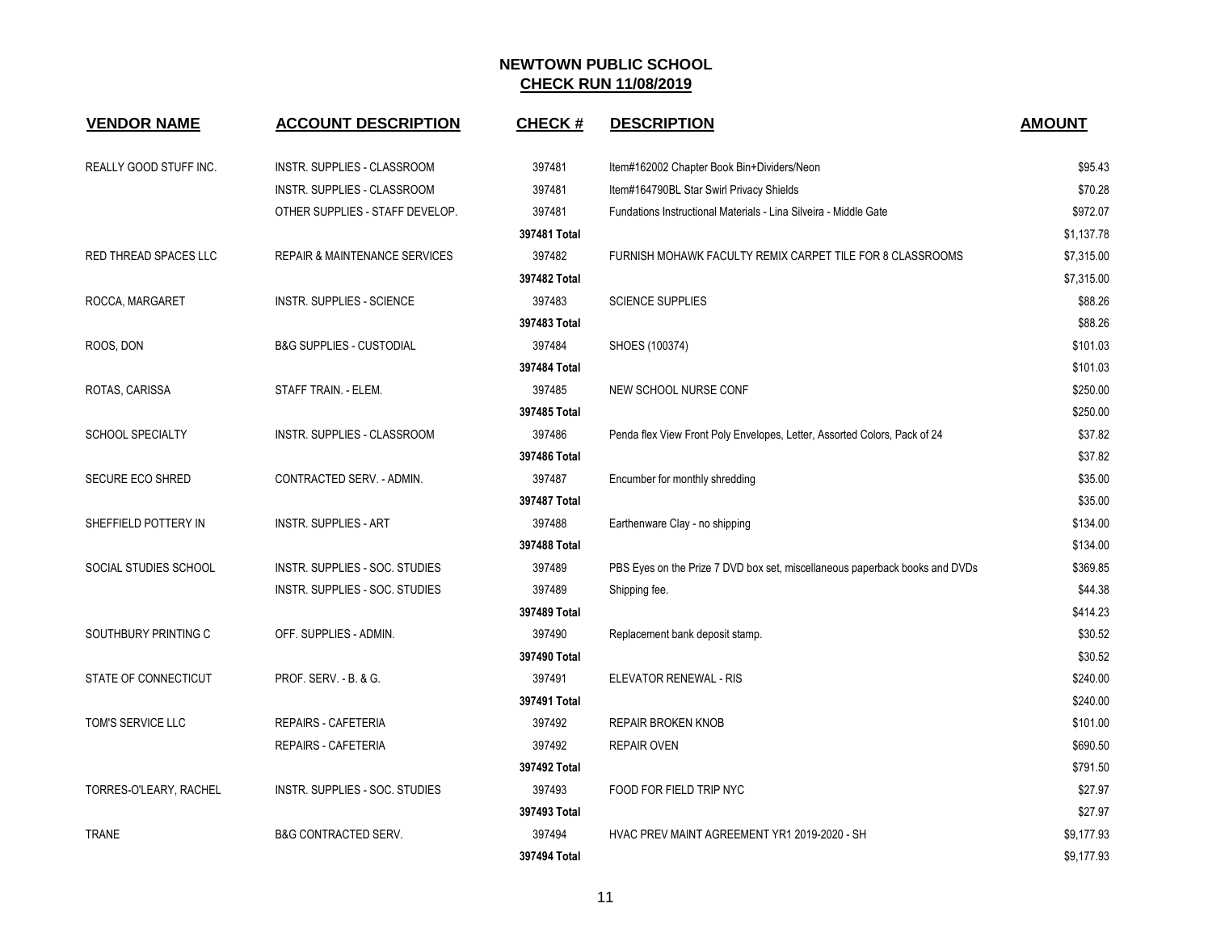# NEWTOWN PUBLIC SCHOOL

## CHECK RUN 11/08/2019

| VENDOR NAME | ACCOUNT DESCRIPTION | CHECK # | DESCRIPTION | AMOUNT |
|---|---|---|---|---|
| REALLY GOOD STUFF INC. | INSTR. SUPPLIES - CLASSROOM | 397481 | Item#162002 Chapter Book Bin+Dividers/Neon | $95.43 |
| | INSTR. SUPPLIES - CLASSROOM | 397481 | Item#164790BL Star Swirl Privacy Shields | $70.28 |
| | OTHER SUPPLIES - STAFF DEVELOP. | 397481 | Fundations Instructional Materials - Lina Silveira - Middle Gate | $972.07 |
| | | **397481 Total** | | $1,137.78 |
| RED THREAD SPACES LLC | REPAIR & MAINTENANCE SERVICES | 397482 | FURNISH MOHAWK FACULTY REMIX CARPET TILE FOR 8 CLASSROOMS | $7,315.00 |
| | | **397482 Total** | | $7,315.00 |
| ROCCA, MARGARET | INSTR. SUPPLIES - SCIENCE | 397483 | SCIENCE SUPPLIES | $88.26 |
| | | **397483 Total** | | $88.26 |
| ROOS, DON | B&G SUPPLIES - CUSTODIAL | 397484 | SHOES (100374) | $101.03 |
| | | **397484 Total** | | $101.03 |
| ROTAS, CARISSA | STAFF TRAIN. - ELEM. | 397485 | NEW SCHOOL NURSE CONF | $250.00 |
| | | **397485 Total** | | $250.00 |
| SCHOOL SPECIALTY | INSTR. SUPPLIES - CLASSROOM | 397486 | Penda flex View Front Poly Envelopes, Letter, Assorted Colors, Pack of 24 | $37.82 |
| | | **397486 Total** | | $37.82 |
| SECURE ECO SHRED | CONTRACTED SERV. - ADMIN. | 397487 | Encumber for monthly shredding | $35.00 |
| | | **397487 Total** | | $35.00 |
| SHEFFIELD POTTERY IN | INSTR. SUPPLIES - ART | 397488 | Earthenware Clay - no shipping | $134.00 |
| | | **397488 Total** | | $134.00 |
| SOCIAL STUDIES SCHOOL | INSTR. SUPPLIES - SOC. STUDIES | 397489 | PBS Eyes on the Prize 7 DVD box set, miscellaneous paperback books and DVDs | $369.85 |
| | INSTR. SUPPLIES - SOC. STUDIES | 397489 | Shipping fee. | $44.38 |
| | | **397489 Total** | | $414.23 |
| SOUTHBURY PRINTING C | OFF. SUPPLIES - ADMIN. | 397490 | Replacement bank deposit stamp. | $30.52 |
| | | **397490 Total** | | $30.52 |
| STATE OF CONNECTICUT | PROF. SERV. - B. & G. | 397491 | ELEVATOR RENEWAL - RIS | $240.00 |
| | | **397491 Total** | | $240.00 |
| TOM'S SERVICE LLC | REPAIRS - CAFETERIA | 397492 | REPAIR BROKEN KNOB | $101.00 |
| | REPAIRS - CAFETERIA | 397492 | REPAIR OVEN | $690.50 |
| | | **397492 Total** | | $791.50 |
| TORRES-O'LEARY, RACHEL | INSTR. SUPPLIES - SOC. STUDIES | 397493 | FOOD FOR FIELD TRIP NYC | $27.97 |
| | | **397493 Total** | | $27.97 |
| TRANE | B&G CONTRACTED SERV. | 397494 | HVAC PREV MAINT AGREEMENT YR1 2019-2020 - SH | $9,177.93 |
| | | **397494 Total** | | $9,177.93 |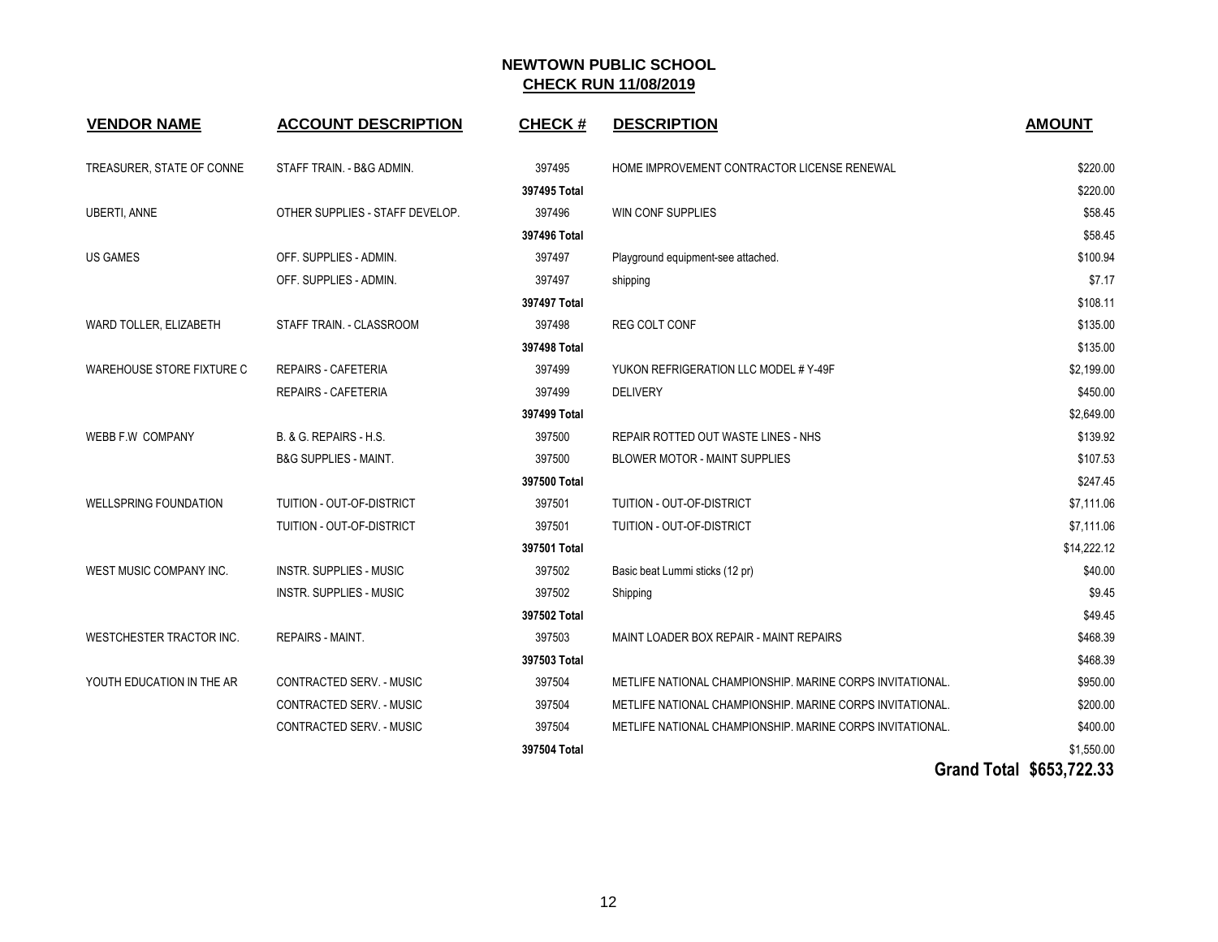# NEWTOWN PUBLIC SCHOOL

## CHECK RUN 11/08/2019

| VENDOR NAME | ACCOUNT DESCRIPTION | CHECK # | DESCRIPTION | AMOUNT |
|---|---|---|---|---|
| TREASURER, STATE OF CONNE | STAFF TRAIN. - B&G ADMIN. | 397495 | HOME IMPROVEMENT CONTRACTOR LICENSE RENEWAL | $220.00 |
| | | **397495 Total** | | $220.00 |
| UBERTI, ANNE | OTHER SUPPLIES - STAFF DEVELOP. | 397496 | WIN CONF SUPPLIES | $58.45 |
| | | **397496 Total** | | $58.45 |
| US GAMES | OFF. SUPPLIES - ADMIN. | 397497 | Playground equipment-see attached. | $100.94 |
| | OFF. SUPPLIES - ADMIN. | 397497 | shipping | $7.17 |
| | | **397497 Total** | | $108.11 |
| WARD TOLLER, ELIZABETH | STAFF TRAIN. - CLASSROOM | 397498 | REG COLT CONF | $135.00 |
| | | **397498 Total** | | $135.00 |
| WAREHOUSE STORE FIXTURE C | REPAIRS - CAFETERIA | 397499 | YUKON REFRIGERATION LLC MODEL # Y-49F | $2,199.00 |
| | REPAIRS - CAFETERIA | 397499 | DELIVERY | $450.00 |
| | | **397499 Total** | | $2,649.00 |
| WEBB F.W COMPANY | B. & G. REPAIRS - H.S. | 397500 | REPAIR ROTTED OUT WASTE LINES - NHS | $139.92 |
| | B&G SUPPLIES - MAINT. | 397500 | BLOWER MOTOR - MAINT SUPPLIES | $107.53 |
| | | **397500 Total** | | $247.45 |
| WELLSPRING FOUNDATION | TUITION - OUT-OF-DISTRICT | 397501 | TUITION - OUT-OF-DISTRICT | $7,111.06 |
| | TUITION - OUT-OF-DISTRICT | 397501 | TUITION - OUT-OF-DISTRICT | $7,111.06 |
| | | **397501 Total** | | $14,222.12 |
| WEST MUSIC COMPANY INC. | INSTR. SUPPLIES - MUSIC | 397502 | Basic beat Lummi sticks (12 pr) | $40.00 |
| | INSTR. SUPPLIES - MUSIC | 397502 | Shipping | $9.45 |
| | | **397502 Total** | | $49.45 |
| WESTCHESTER TRACTOR INC. | REPAIRS - MAINT. | 397503 | MAINT LOADER BOX REPAIR - MAINT REPAIRS | $468.39 |
| | | **397503 Total** | | $468.39 |
| YOUTH EDUCATION IN THE AR | CONTRACTED SERV. - MUSIC | 397504 | METLIFE NATIONAL CHAMPIONSHIP. MARINE CORPS INVITATIONAL. | $950.00 |
| | CONTRACTED SERV. - MUSIC | 397504 | METLIFE NATIONAL CHAMPIONSHIP. MARINE CORPS INVITATIONAL. | $200.00 |
| | CONTRACTED SERV. - MUSIC | 397504 | METLIFE NATIONAL CHAMPIONSHIP. MARINE CORPS INVITATIONAL. | $400.00 |
| | | **397504 Total** | | $1,550.00 |
| | | | **Grand Total** | **$653,722.33** |